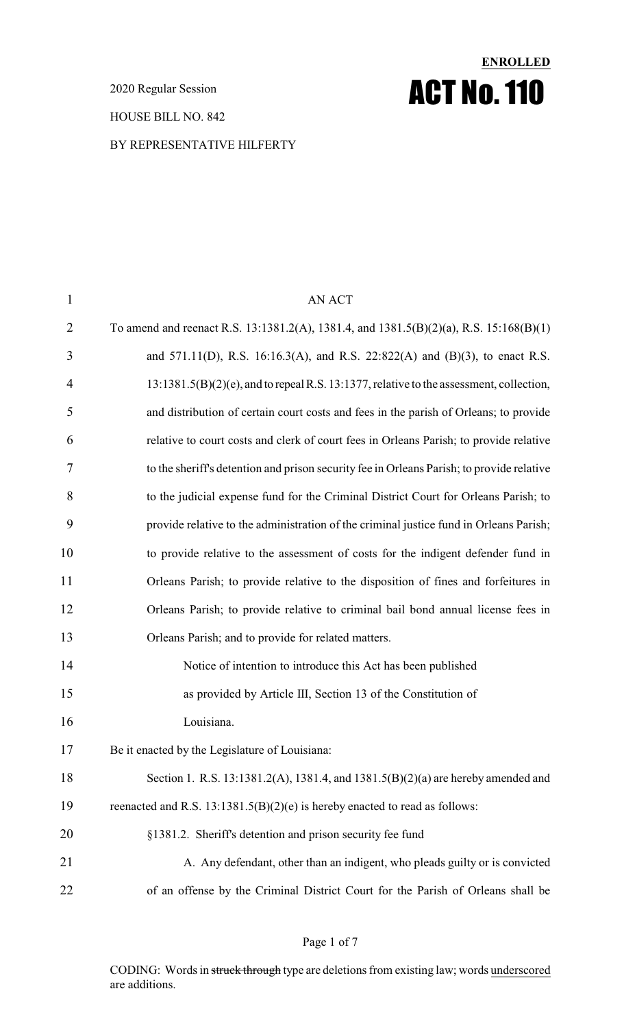**ENROLLED**

2020 Regular Session

# ACT No. 110

HOUSE BILL NO. 842

BY REPRESENTATIVE HILFERTY

AN ACT

To amend and reenact R.S. 13:1381.2(A), 1381.4, and 1381.5(B)(2)(a), R.S. 15:168(B)(1) and 571.11(D), R.S. 16:16.3(A), and R.S. 22:822(A) and (B)(3), to enact R.S. 13:1381.5(B)(2)(e), and to repeal R.S. 13:1377, relative to the assessment, collection, and distribution of certain court costs and fees in the parish of Orleans; to provide relative to court costs and clerk of court fees in Orleans Parish; to provide relative to the sheriff's detention and prison security fee in Orleans Parish; to provide relative to the judicial expense fund for the Criminal District Court for Orleans Parish; to provide relative to the administration of the criminal justice fund in Orleans Parish; to provide relative to the assessment of costs for the indigent defender fund in Orleans Parish; to provide relative to the disposition of fines and forfeitures in Orleans Parish; to provide relative to criminal bail bond annual license fees in Orleans Parish; and to provide for related matters.

Notice of intention to introduce this Act has been published as provided by Article III, Section 13 of the Constitution of Louisiana.

Be it enacted by the Legislature of Louisiana:

Section 1. R.S. 13:1381.2(A), 1381.4, and 1381.5(B)(2)(a) are hereby amended and reenacted and R.S. 13:1381.5(B)(2)(e) is hereby enacted to read as follows:

§1381.2. Sheriff's detention and prison security fee fund

A. Any defendant, other than an indigent, who pleads guilty or is convicted of an offense by the Criminal District Court for the Parish of Orleans shall be

CODING: Words in ~~struck through~~ type are deletions from existing law; words underscored are additions.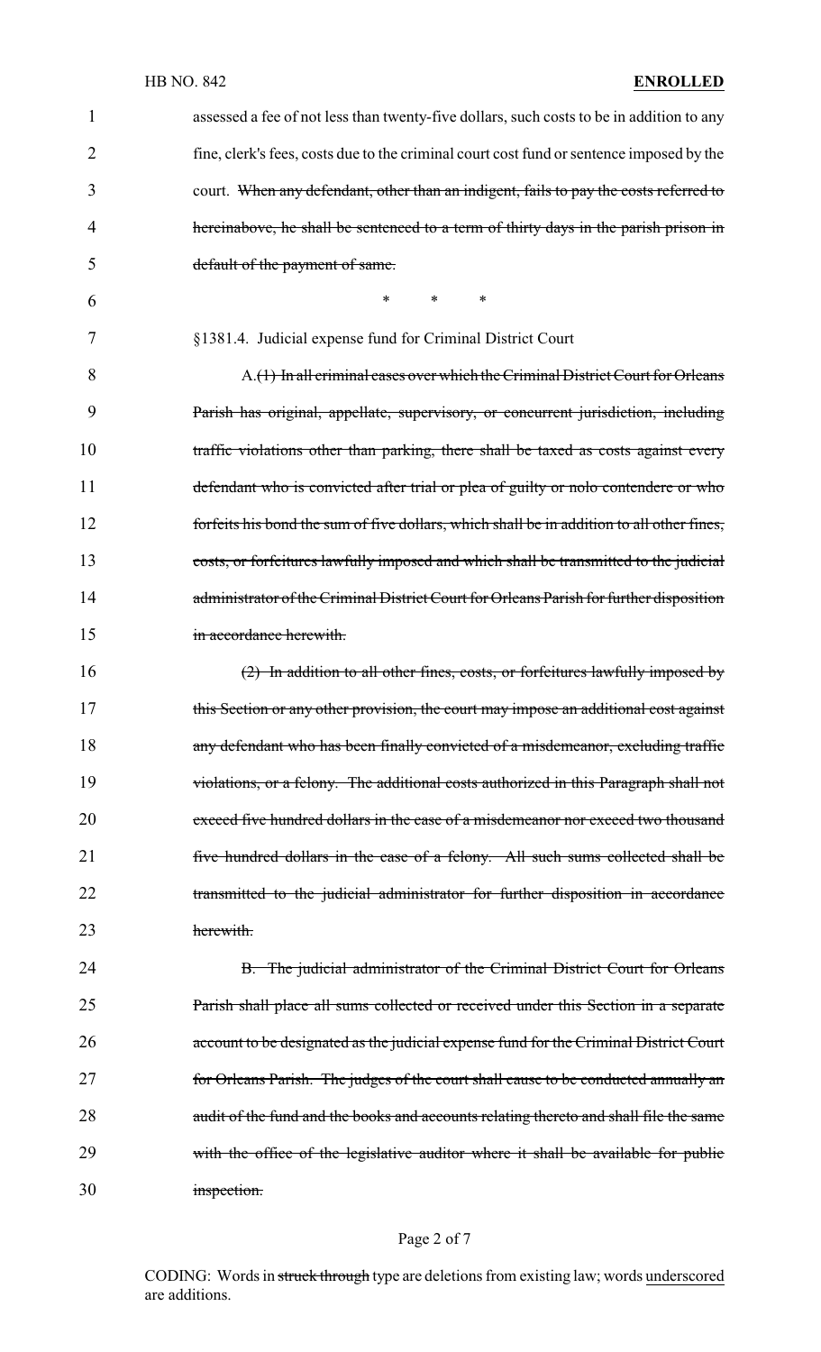assessed a fee of not less than twenty-five dollars, such costs to be in addition to any fine, clerk's fees, costs due to the criminal court cost fund or sentence imposed by the court. ~~When any defendant, other than an indigent, fails to pay the costs referred to hereinabove, he shall be sentenced to a term of thirty days in the parish prison in default of the payment of same.~~

\* \* \*

§1381.4. Judicial expense fund for Criminal District Court

A.~~(1) In all criminal cases over which the Criminal District Court for Orleans Parish has original, appellate, supervisory, or concurrent jurisdiction, including traffic violations other than parking, there shall be taxed as costs against every defendant who is convicted after trial or plea of guilty or nolo contendere or who forfeits his bond the sum of five dollars, which shall be in addition to all other fines, costs, or forfeitures lawfully imposed and which shall be transmitted to the judicial administrator of the Criminal District Court for Orleans Parish for further disposition in accordance herewith.~~

~~(2) In addition to all other fines, costs, or forfeitures lawfully imposed by this Section or any other provision, the court may impose an additional cost against any defendant who has been finally convicted of a misdemeanor, excluding traffic violations, or a felony. The additional costs authorized in this Paragraph shall not exceed five hundred dollars in the case of a misdemeanor nor exceed two thousand five hundred dollars in the case of a felony. All such sums collected shall be transmitted to the judicial administrator for further disposition in accordance herewith.~~

~~B. The judicial administrator of the Criminal District Court for Orleans Parish shall place all sums collected or received under this Section in a separate account to be designated as the judicial expense fund for the Criminal District Court for Orleans Parish. The judges of the court shall cause to be conducted annually an audit of the fund and the books and accounts relating thereto and shall file the same with the office of the legislative auditor where it shall be available for public inspection.~~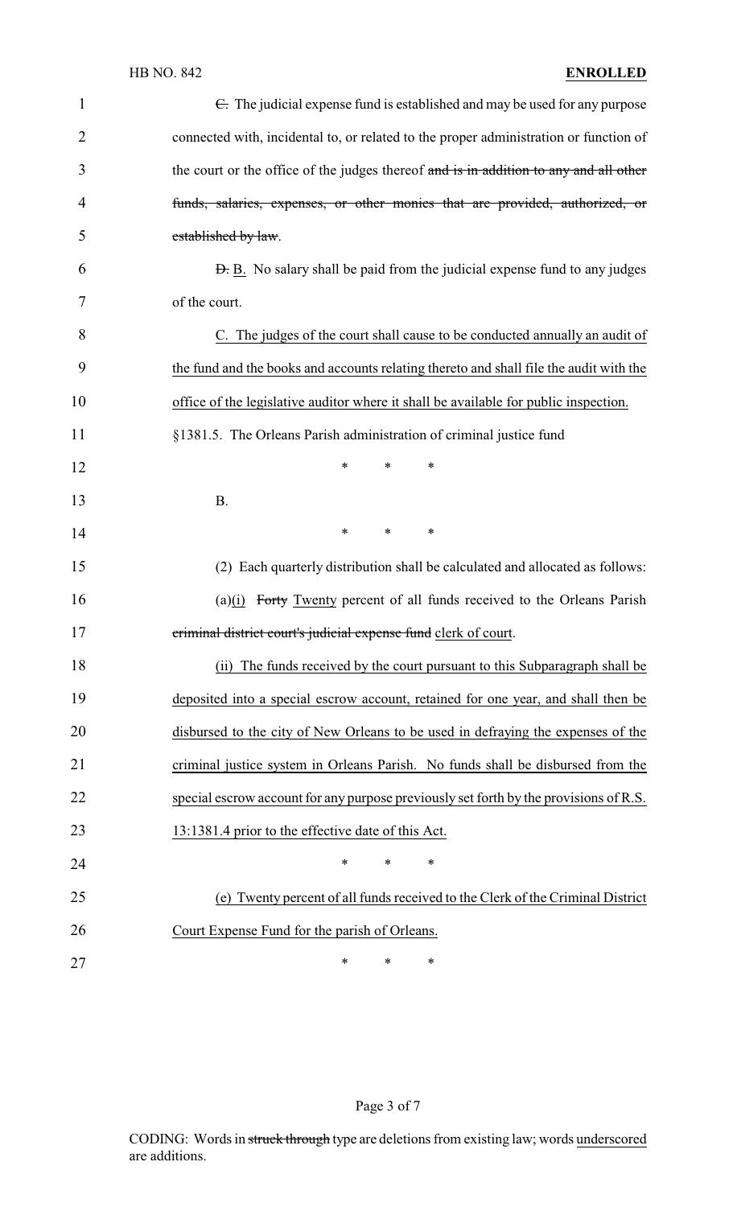~~C.~~ The judicial expense fund is established and may be used for any purpose connected with, incidental to, or related to the proper administration or function of the court or the office of the judges thereof ~~and is in addition to any and all other funds, salaries, expenses, or other monies that are provided, authorized, or established by law~~.

~~D.~~ <u>B.</u> No salary shall be paid from the judicial expense fund to any judges of the court.

<u>C. The judges of the court shall cause to be conducted annually an audit of the fund and the books and accounts relating thereto and shall file the audit with the office of the legislative auditor where it shall be available for public inspection.</u>

§1381.5. The Orleans Parish administration of criminal justice fund

\* \* \*

B.

\* \* \*

(2) Each quarterly distribution shall be calculated and allocated as follows:

(a)<u>(i)</u> ~~Forty~~ <u>Twenty</u> percent of all funds received to the Orleans Parish ~~criminal district court's judicial expense fund~~ <u>clerk of court</u>.

<u>(ii) The funds received by the court pursuant to this Subparagraph shall be deposited into a special escrow account, retained for one year, and shall then be disbursed to the city of New Orleans to be used in defraying the expenses of the criminal justice system in Orleans Parish. No funds shall be disbursed from the special escrow account for any purpose previously set forth by the provisions of R.S. 13:1381.4 prior to the effective date of this Act.</u>

\* \* \*

<u>(e) Twenty percent of all funds received to the Clerk of the Criminal District Court Expense Fund for the parish of Orleans.</u>

\* \* \*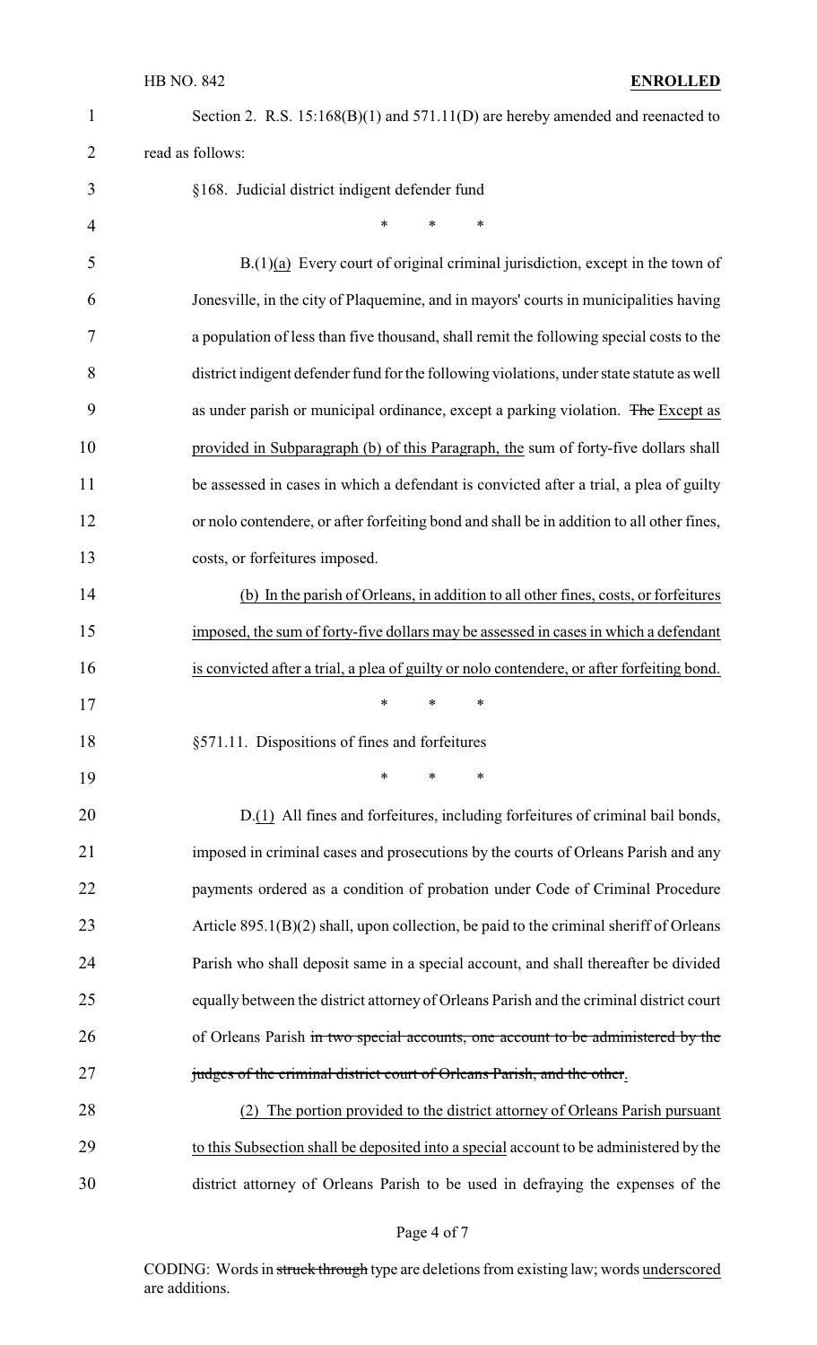Section 2. R.S. 15:168(B)(1) and 571.11(D) are hereby amended and reenacted to read as follows:

§168. Judicial district indigent defender fund

\* \* \*

B.(1)(a) Every court of original criminal jurisdiction, except in the town of Jonesville, in the city of Plaquemine, and in mayors' courts in municipalities having a population of less than five thousand, shall remit the following special costs to the district indigent defender fund for the following violations, under state statute as well as under parish or municipal ordinance, except a parking violation. ~~The~~ Except as provided in Subparagraph (b) of this Paragraph, the sum of forty-five dollars shall be assessed in cases in which a defendant is convicted after a trial, a plea of guilty or nolo contendere, or after forfeiting bond and shall be in addition to all other fines, costs, or forfeitures imposed.

(b) In the parish of Orleans, in addition to all other fines, costs, or forfeitures imposed, the sum of forty-five dollars may be assessed in cases in which a defendant is convicted after a trial, a plea of guilty or nolo contendere, or after forfeiting bond.

\* \* \*

§571.11. Dispositions of fines and forfeitures

\* \* \*

D.(1) All fines and forfeitures, including forfeitures of criminal bail bonds, imposed in criminal cases and prosecutions by the courts of Orleans Parish and any payments ordered as a condition of probation under Code of Criminal Procedure Article 895.1(B)(2) shall, upon collection, be paid to the criminal sheriff of Orleans Parish who shall deposit same in a special account, and shall thereafter be divided equally between the district attorney of Orleans Parish and the criminal district court of Orleans Parish ~~in two special accounts, one account to be administered by the judges of the criminal district court of Orleans Parish, and the other~~.

(2) The portion provided to the district attorney of Orleans Parish pursuant to this Subsection shall be deposited into a special account to be administered by the district attorney of Orleans Parish to be used in defraying the expenses of the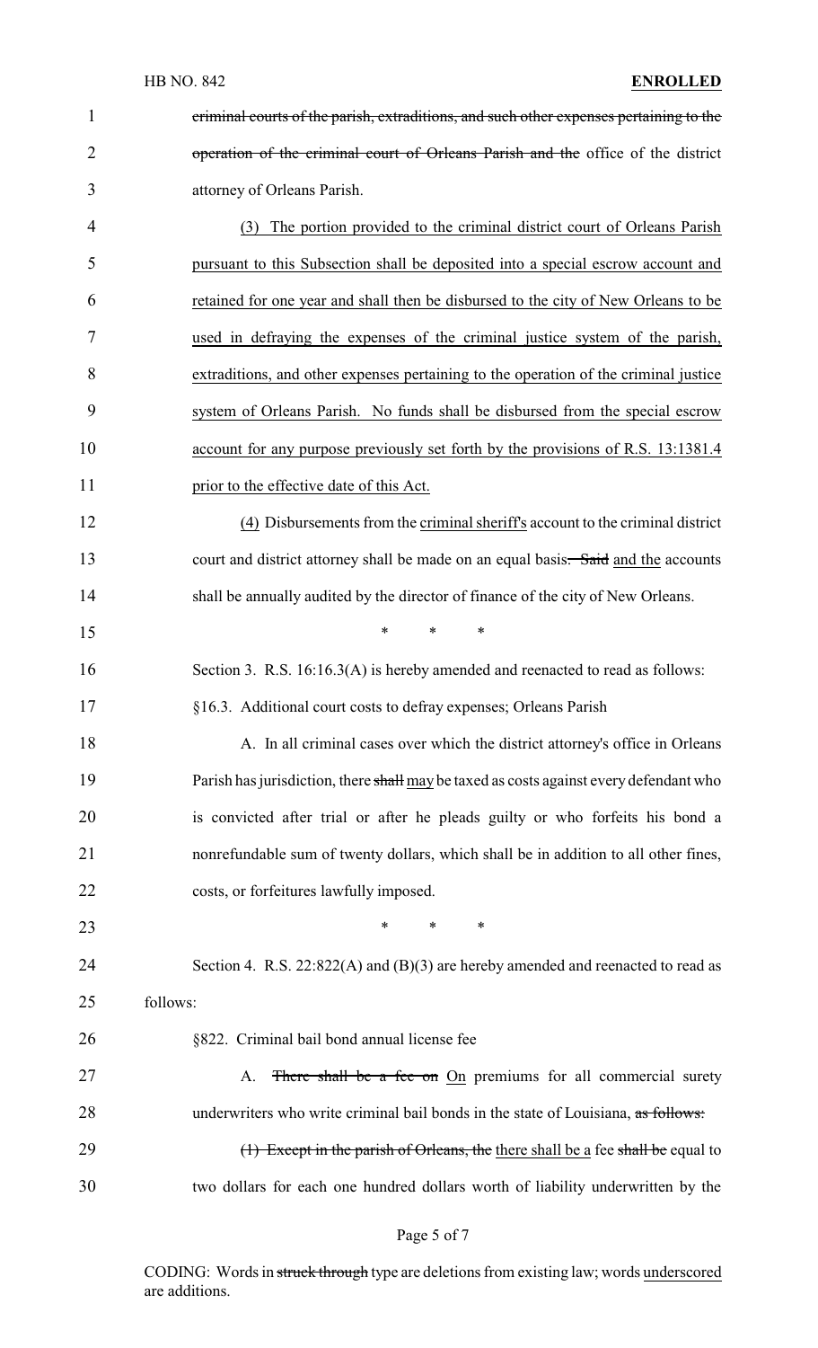~~criminal courts of the parish, extraditions, and such other expenses pertaining to the operation of the criminal court of Orleans Parish and the~~ office of the district attorney of Orleans Parish.

(3) The portion provided to the criminal district court of Orleans Parish pursuant to this Subsection shall be deposited into a special escrow account and retained for one year and shall then be disbursed to the city of New Orleans to be used in defraying the expenses of the criminal justice system of the parish, extraditions, and other expenses pertaining to the operation of the criminal justice system of Orleans Parish. No funds shall be disbursed from the special escrow account for any purpose previously set forth by the provisions of R.S. 13:1381.4 prior to the effective date of this Act.

(4) Disbursements from the criminal sheriff's account to the criminal district court and district attorney shall be made on an equal basis~~. Said~~ and the accounts shall be annually audited by the director of finance of the city of New Orleans.

\* \* \*

Section 3. R.S. 16:16.3(A) is hereby amended and reenacted to read as follows:

§16.3. Additional court costs to defray expenses; Orleans Parish

A. In all criminal cases over which the district attorney's office in Orleans Parish has jurisdiction, there ~~shall~~ may be taxed as costs against every defendant who is convicted after trial or after he pleads guilty or who forfeits his bond a nonrefundable sum of twenty dollars, which shall be in addition to all other fines, costs, or forfeitures lawfully imposed.

\* \* \*

Section 4. R.S. 22:822(A) and (B)(3) are hereby amended and reenacted to read as follows:

§822. Criminal bail bond annual license fee

A. ~~There shall be a fee on~~ On premiums for all commercial surety underwriters who write criminal bail bonds in the state of Louisiana, ~~as follows:~~

~~(1) Except in the parish of Orleans, the~~ there shall be a fee ~~shall be~~ equal to two dollars for each one hundred dollars worth of liability underwritten by the

CODING: Words in ~~struck through~~ type are deletions from existing law; words underscored are additions.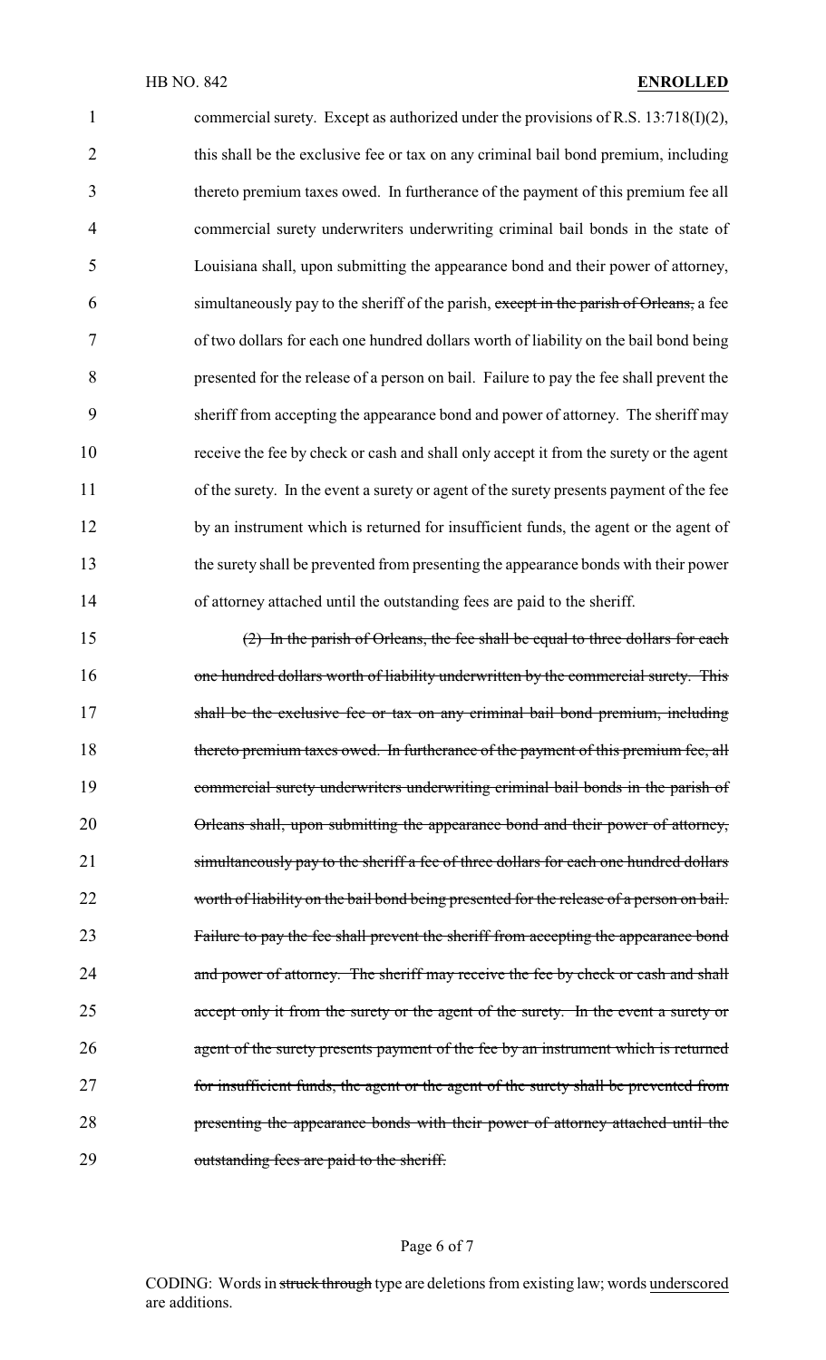commercial surety. Except as authorized under the provisions of R.S. 13:718(I)(2), this shall be the exclusive fee or tax on any criminal bail bond premium, including thereto premium taxes owed. In furtherance of the payment of this premium fee all commercial surety underwriters underwriting criminal bail bonds in the state of Louisiana shall, upon submitting the appearance bond and their power of attorney, simultaneously pay to the sheriff of the parish, ~~except in the parish of Orleans,~~ a fee of two dollars for each one hundred dollars worth of liability on the bail bond being presented for the release of a person on bail. Failure to pay the fee shall prevent the sheriff from accepting the appearance bond and power of attorney. The sheriff may receive the fee by check or cash and shall only accept it from the surety or the agent of the surety. In the event a surety or agent of the surety presents payment of the fee by an instrument which is returned for insufficient funds, the agent or the agent of the surety shall be prevented from presenting the appearance bonds with their power of attorney attached until the outstanding fees are paid to the sheriff.

~~(2) In the parish of Orleans, the fee shall be equal to three dollars for each one hundred dollars worth of liability underwritten by the commercial surety. This shall be the exclusive fee or tax on any criminal bail bond premium, including thereto premium taxes owed. In furtherance of the payment of this premium fee, all commercial surety underwriters underwriting criminal bail bonds in the parish of Orleans shall, upon submitting the appearance bond and their power of attorney, simultaneously pay to the sheriff a fee of three dollars for each one hundred dollars worth of liability on the bail bond being presented for the release of a person on bail. Failure to pay the fee shall prevent the sheriff from accepting the appearance bond and power of attorney. The sheriff may receive the fee by check or cash and shall accept only it from the surety or the agent of the surety. In the event a surety or agent of the surety presents payment of the fee by an instrument which is returned for insufficient funds, the agent or the agent of the surety shall be prevented from presenting the appearance bonds with their power of attorney attached until the outstanding fees are paid to the sheriff.~~

CODING: Words in ~~struck through~~ type are deletions from existing law; words underscored are additions.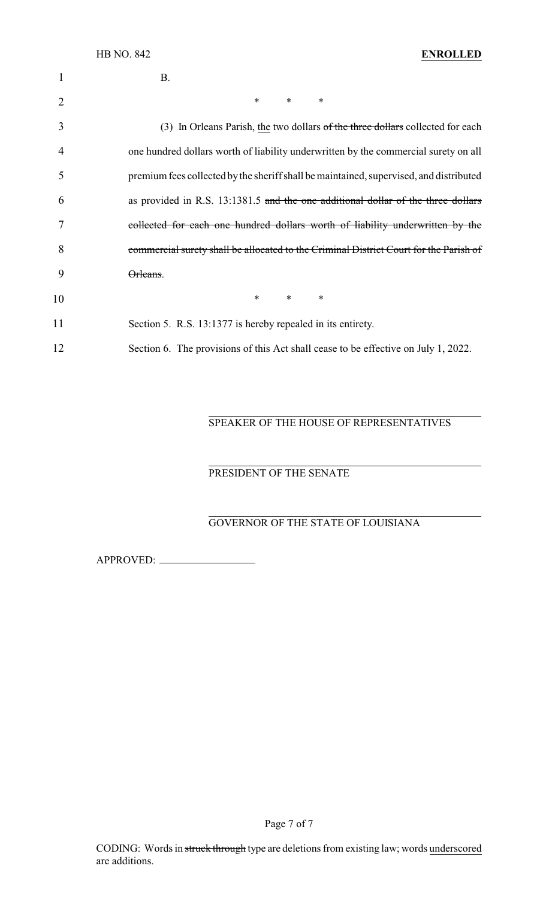B.

\* \* \*

(3) In Orleans Parish, <u>the</u> two dollars ~~of the three dollars~~ collected for each one hundred dollars worth of liability underwritten by the commercial surety on all premium fees collected by the sheriff shall be maintained, supervised, and distributed as provided in R.S. 13:1381.5 ~~and the one additional dollar of the three dollars collected for each one hundred dollars worth of liability underwritten by the commercial surety shall be allocated to the Criminal District Court for the Parish of Orleans~~.

\* \* \*

Section 5. R.S. 13:1377 is hereby repealed in its entirety.

Section 6. The provisions of this Act shall cease to be effective on July 1, 2022.

SPEAKER OF THE HOUSE OF REPRESENTATIVES

PRESIDENT OF THE SENATE

GOVERNOR OF THE STATE OF LOUISIANA

APPROVED: \_\_\_\_\_\_\_\_\_\_\_\_\_\_\_\_\_\_

CODING: Words in ~~struck through~~ type are deletions from existing law; words <u>underscored</u> are additions.